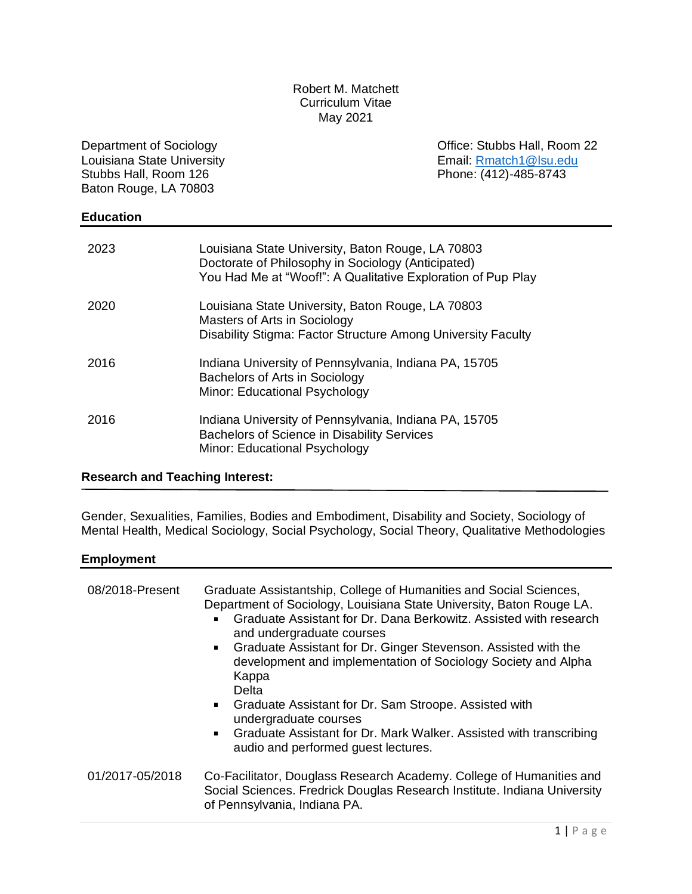Robert M. Matchett
Curriculum Vitae
May 2021

Department of Sociology
Louisiana State University
Stubbs Hall, Room 126
Baton Rouge, LA 70803

Office: Stubbs Hall, Room 22
Email: Rmatch1@lsu.edu
Phone: (412)-485-8743

## Education

| | |
|---|---|
| 2023 | Louisiana State University, Baton Rouge, LA 70803<br>Doctorate of Philosophy in Sociology (Anticipated)<br>You Had Me at "Woof!": A Qualitative Exploration of Pup Play |
| 2020 | Louisiana State University, Baton Rouge, LA 70803<br>Masters of Arts in Sociology<br>Disability Stigma: Factor Structure Among University Faculty |
| 2016 | Indiana University of Pennsylvania, Indiana PA, 15705<br>Bachelors of Arts in Sociology<br>Minor: Educational Psychology |
| 2016 | Indiana University of Pennsylvania, Indiana PA, 15705<br>Bachelors of Science in Disability Services<br>Minor: Educational Psychology |

## Research and Teaching Interest:

Gender, Sexualities, Families, Bodies and Embodiment, Disability and Society, Sociology of Mental Health, Medical Sociology, Social Psychology, Social Theory, Qualitative Methodologies

## Employment

**08/2018-Present**

Graduate Assistantship, College of Humanities and Social Sciences, Department of Sociology, Louisiana State University, Baton Rouge LA.

- Graduate Assistant for Dr. Dana Berkowitz. Assisted with research and undergraduate courses
- Graduate Assistant for Dr. Ginger Stevenson. Assisted with the development and implementation of Sociology Society and Alpha Kappa Delta
- Graduate Assistant for Dr. Sam Stroope. Assisted with undergraduate courses
- Graduate Assistant for Dr. Mark Walker. Assisted with transcribing audio and performed guest lectures.

**01/2017-05/2018**

Co-Facilitator, Douglass Research Academy. College of Humanities and Social Sciences. Fredrick Douglas Research Institute. Indiana University of Pennsylvania, Indiana PA.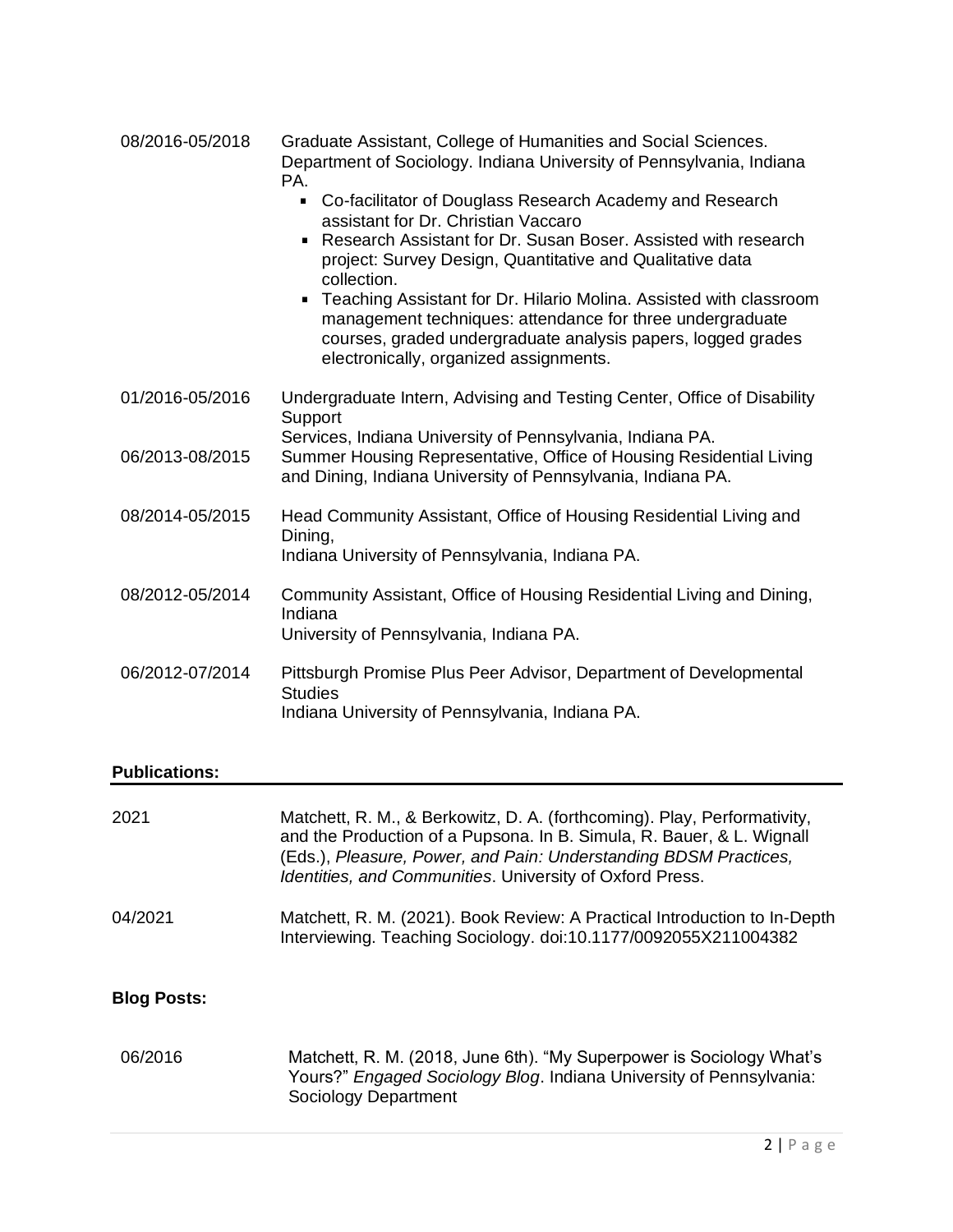08/2016-05/2018 Graduate Assistant, College of Humanities and Social Sciences. Department of Sociology. Indiana University of Pennsylvania, Indiana PA.

- Co-facilitator of Douglass Research Academy and Research assistant for Dr. Christian Vaccaro
- Research Assistant for Dr. Susan Boser. Assisted with research project: Survey Design, Quantitative and Qualitative data collection.
- Teaching Assistant for Dr. Hilario Molina. Assisted with classroom management techniques: attendance for three undergraduate courses, graded undergraduate analysis papers, logged grades electronically, organized assignments.

01/2016-05/2016 Undergraduate Intern, Advising and Testing Center, Office of Disability Support Services, Indiana University of Pennsylvania, Indiana PA.

06/2013-08/2015 Summer Housing Representative, Office of Housing Residential Living and Dining, Indiana University of Pennsylvania, Indiana PA.

08/2014-05/2015 Head Community Assistant, Office of Housing Residential Living and Dining, Indiana University of Pennsylvania, Indiana PA.

08/2012-05/2014 Community Assistant, Office of Housing Residential Living and Dining, Indiana University of Pennsylvania, Indiana PA.

06/2012-07/2014 Pittsburgh Promise Plus Peer Advisor, Department of Developmental Studies Indiana University of Pennsylvania, Indiana PA.

## Publications:

2021 Matchett, R. M., & Berkowitz, D. A. (forthcoming). Play, Performativity, and the Production of a Pupsona. In B. Simula, R. Bauer, & L. Wignall (Eds.), *Pleasure, Power, and Pain: Understanding BDSM Practices, Identities, and Communities*. University of Oxford Press.

04/2021 Matchett, R. M. (2021). Book Review: A Practical Introduction to In-Depth Interviewing. Teaching Sociology. doi:10.1177/0092055X211004382

## Blog Posts:

06/2016 Matchett, R. M. (2018, June 6th). "My Superpower is Sociology What's Yours?" *Engaged Sociology Blog*. Indiana University of Pennsylvania: Sociology Department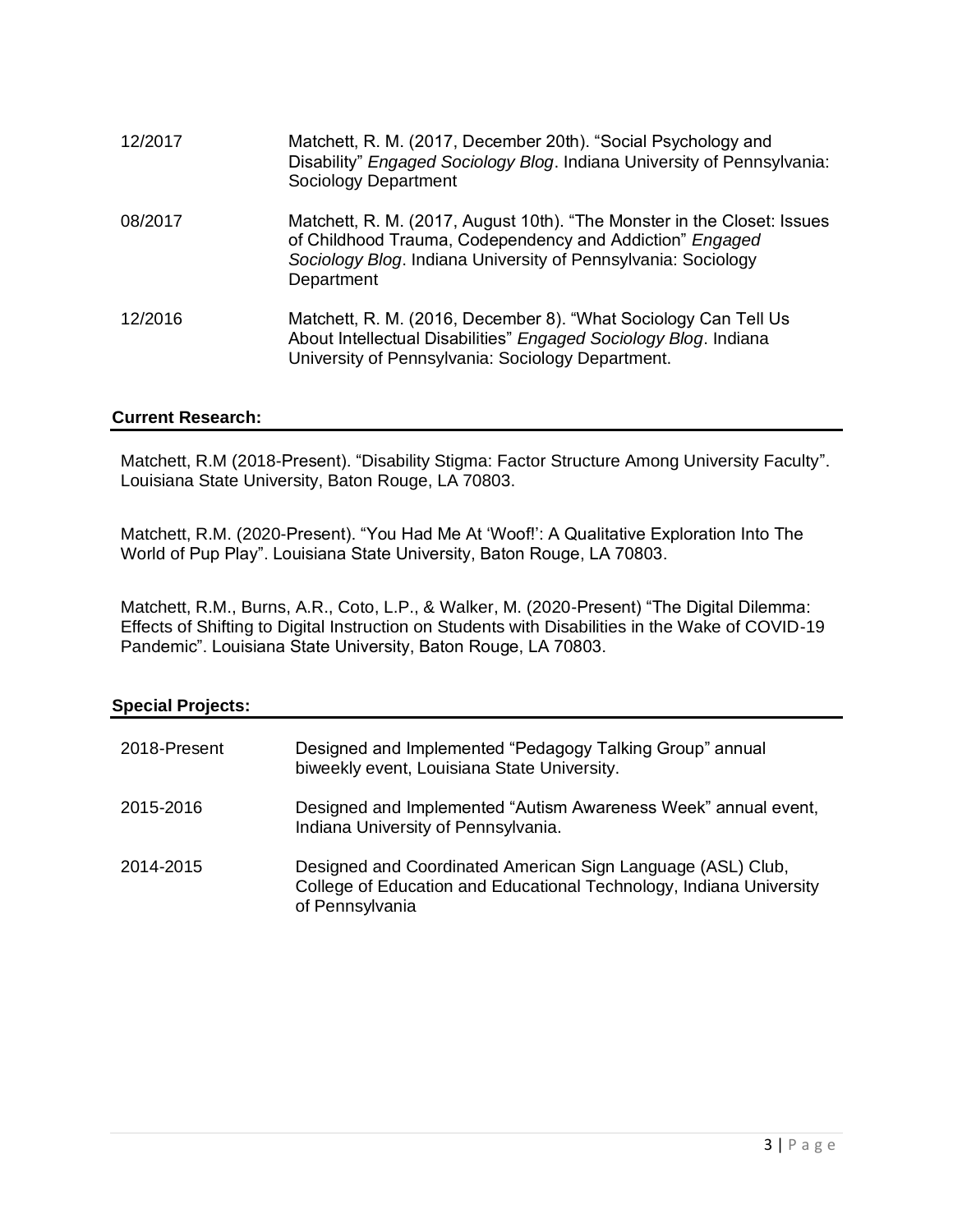| | |
|---|---|
| 12/2017 | Matchett, R. M. (2017, December 20th). "Social Psychology and Disability" *Engaged Sociology Blog*. Indiana University of Pennsylvania: Sociology Department |
| 08/2017 | Matchett, R. M. (2017, August 10th). "The Monster in the Closet: Issues of Childhood Trauma, Codependency and Addiction" *Engaged Sociology Blog*. Indiana University of Pennsylvania: Sociology Department |
| 12/2016 | Matchett, R. M. (2016, December 8). "What Sociology Can Tell Us About Intellectual Disabilities" *Engaged Sociology Blog*. Indiana University of Pennsylvania: Sociology Department. |

## Current Research:

Matchett, R.M (2018-Present). "Disability Stigma: Factor Structure Among University Faculty". Louisiana State University, Baton Rouge, LA 70803.

Matchett, R.M. (2020-Present). "You Had Me At 'Woof!': A Qualitative Exploration Into The World of Pup Play". Louisiana State University, Baton Rouge, LA 70803.

Matchett, R.M., Burns, A.R., Coto, L.P., & Walker, M. (2020-Present) "The Digital Dilemma: Effects of Shifting to Digital Instruction on Students with Disabilities in the Wake of COVID-19 Pandemic". Louisiana State University, Baton Rouge, LA 70803.

## Special Projects:

| | |
|---|---|
| 2018-Present | Designed and Implemented "Pedagogy Talking Group" annual biweekly event, Louisiana State University. |
| 2015-2016 | Designed and Implemented "Autism Awareness Week" annual event, Indiana University of Pennsylvania. |
| 2014-2015 | Designed and Coordinated American Sign Language (ASL) Club, College of Education and Educational Technology, Indiana University of Pennsylvania |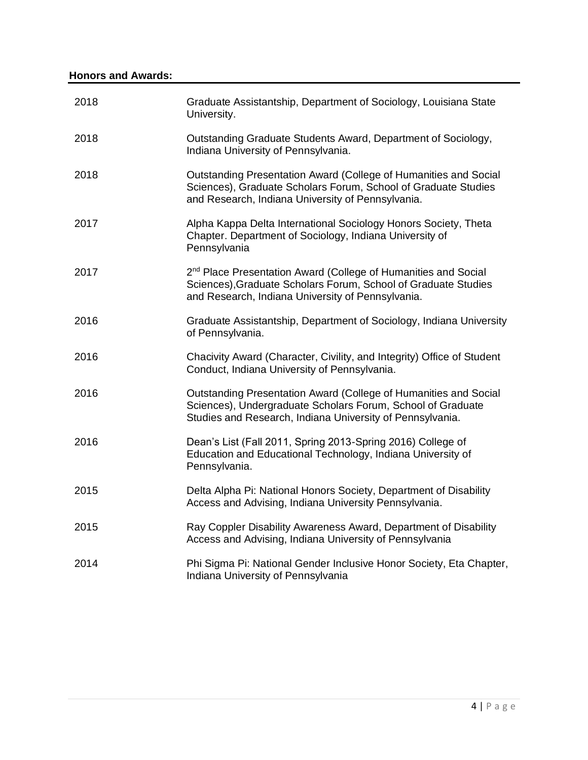## Honors and Awards:

| | |
|---|---|
| 2018 | Graduate Assistantship, Department of Sociology, Louisiana State University. |
| 2018 | Outstanding Graduate Students Award, Department of Sociology, Indiana University of Pennsylvania. |
| 2018 | Outstanding Presentation Award (College of Humanities and Social Sciences), Graduate Scholars Forum, School of Graduate Studies and Research, Indiana University of Pennsylvania. |
| 2017 | Alpha Kappa Delta International Sociology Honors Society, Theta Chapter. Department of Sociology, Indiana University of Pennsylvania |
| 2017 | 2nd Place Presentation Award (College of Humanities and Social Sciences),Graduate Scholars Forum, School of Graduate Studies and Research, Indiana University of Pennsylvania. |
| 2016 | Graduate Assistantship, Department of Sociology, Indiana University of Pennsylvania. |
| 2016 | Chacivity Award (Character, Civility, and Integrity) Office of Student Conduct, Indiana University of Pennsylvania. |
| 2016 | Outstanding Presentation Award (College of Humanities and Social Sciences), Undergraduate Scholars Forum, School of Graduate Studies and Research, Indiana University of Pennsylvania. |
| 2016 | Dean's List (Fall 2011, Spring 2013-Spring 2016) College of Education and Educational Technology, Indiana University of Pennsylvania. |
| 2015 | Delta Alpha Pi: National Honors Society, Department of Disability Access and Advising, Indiana University Pennsylvania. |
| 2015 | Ray Coppler Disability Awareness Award, Department of Disability Access and Advising, Indiana University of Pennsylvania |
| 2014 | Phi Sigma Pi: National Gender Inclusive Honor Society, Eta Chapter, Indiana University of Pennsylvania |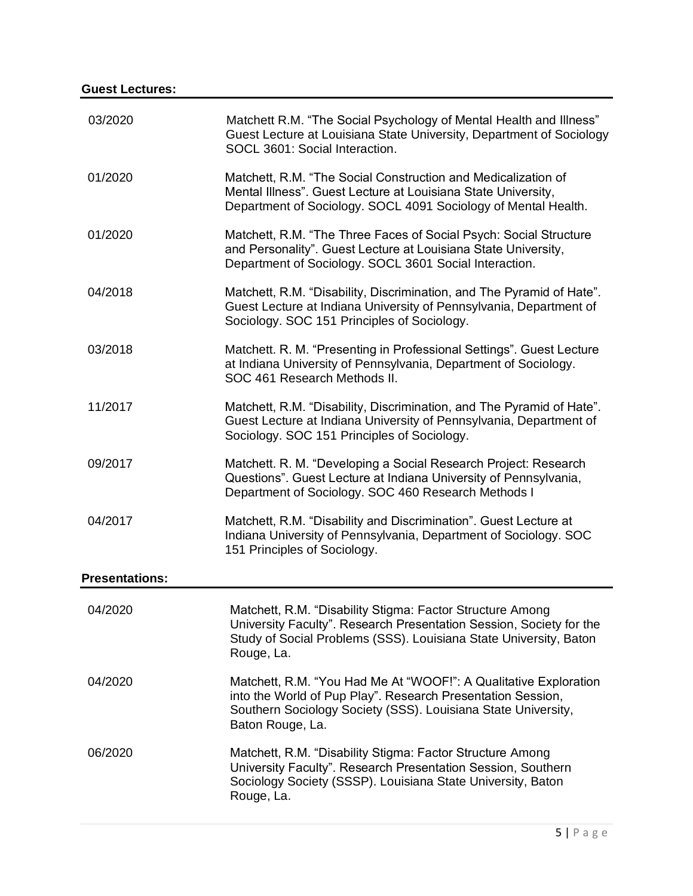**Guest Lectures:**

03/2020 Matchett R.M. “The Social Psychology of Mental Health and Illness” Guest Lecture at Louisiana State University, Department of Sociology SOCL 3601: Social Interaction.

01/2020 Matchett, R.M. “The Social Construction and Medicalization of Mental Illness”. Guest Lecture at Louisiana State University, Department of Sociology. SOCL 4091 Sociology of Mental Health.

01/2020 Matchett, R.M. “The Three Faces of Social Psych: Social Structure and Personality”. Guest Lecture at Louisiana State University, Department of Sociology. SOCL 3601 Social Interaction.

04/2018 Matchett, R.M. “Disability, Discrimination, and The Pyramid of Hate”. Guest Lecture at Indiana University of Pennsylvania, Department of Sociology. SOC 151 Principles of Sociology.

03/2018 Matchett. R. M. “Presenting in Professional Settings”. Guest Lecture at Indiana University of Pennsylvania, Department of Sociology. SOC 461 Research Methods II.

11/2017 Matchett, R.M. “Disability, Discrimination, and The Pyramid of Hate”. Guest Lecture at Indiana University of Pennsylvania, Department of Sociology. SOC 151 Principles of Sociology.

09/2017 Matchett. R. M. “Developing a Social Research Project: Research Questions”. Guest Lecture at Indiana University of Pennsylvania, Department of Sociology. SOC 460 Research Methods I

04/2017 Matchett, R.M. “Disability and Discrimination”. Guest Lecture at Indiana University of Pennsylvania, Department of Sociology. SOC 151 Principles of Sociology.

**Presentations:**

04/2020 Matchett, R.M. “Disability Stigma: Factor Structure Among University Faculty”. Research Presentation Session, Society for the Study of Social Problems (SSS). Louisiana State University, Baton Rouge, La.

04/2020 Matchett, R.M. “You Had Me At “WOOF!”: A Qualitative Exploration into the World of Pup Play”. Research Presentation Session, Southern Sociology Society (SSS). Louisiana State University, Baton Rouge, La.

06/2020 Matchett, R.M. “Disability Stigma: Factor Structure Among University Faculty”. Research Presentation Session, Southern Sociology Society (SSSP). Louisiana State University, Baton Rouge, La.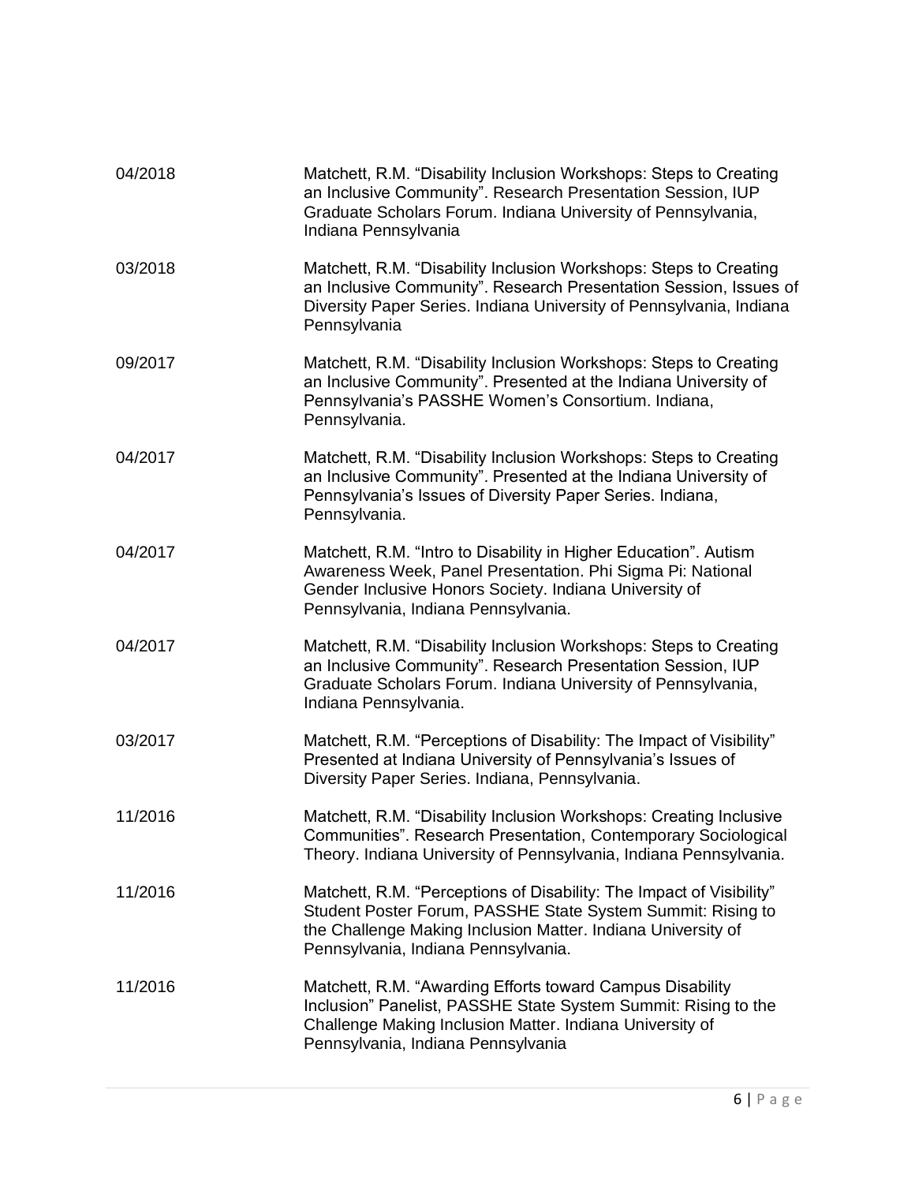04/2018 Matchett, R.M. "Disability Inclusion Workshops: Steps to Creating an Inclusive Community". Research Presentation Session, IUP Graduate Scholars Forum. Indiana University of Pennsylvania, Indiana Pennsylvania

03/2018 Matchett, R.M. "Disability Inclusion Workshops: Steps to Creating an Inclusive Community". Research Presentation Session, Issues of Diversity Paper Series. Indiana University of Pennsylvania, Indiana Pennsylvania

09/2017 Matchett, R.M. "Disability Inclusion Workshops: Steps to Creating an Inclusive Community". Presented at the Indiana University of Pennsylvania's PASSHE Women's Consortium. Indiana, Pennsylvania.

04/2017 Matchett, R.M. "Disability Inclusion Workshops: Steps to Creating an Inclusive Community". Presented at the Indiana University of Pennsylvania's Issues of Diversity Paper Series. Indiana, Pennsylvania.

04/2017 Matchett, R.M. "Intro to Disability in Higher Education". Autism Awareness Week, Panel Presentation. Phi Sigma Pi: National Gender Inclusive Honors Society. Indiana University of Pennsylvania, Indiana Pennsylvania.

04/2017 Matchett, R.M. "Disability Inclusion Workshops: Steps to Creating an Inclusive Community". Research Presentation Session, IUP Graduate Scholars Forum. Indiana University of Pennsylvania, Indiana Pennsylvania.

03/2017 Matchett, R.M. "Perceptions of Disability: The Impact of Visibility" Presented at Indiana University of Pennsylvania's Issues of Diversity Paper Series. Indiana, Pennsylvania.

11/2016 Matchett, R.M. "Disability Inclusion Workshops: Creating Inclusive Communities". Research Presentation, Contemporary Sociological Theory. Indiana University of Pennsylvania, Indiana Pennsylvania.

11/2016 Matchett, R.M. "Perceptions of Disability: The Impact of Visibility" Student Poster Forum, PASSHE State System Summit: Rising to the Challenge Making Inclusion Matter. Indiana University of Pennsylvania, Indiana Pennsylvania.

11/2016 Matchett, R.M. "Awarding Efforts toward Campus Disability Inclusion" Panelist, PASSHE State System Summit: Rising to the Challenge Making Inclusion Matter. Indiana University of Pennsylvania, Indiana Pennsylvania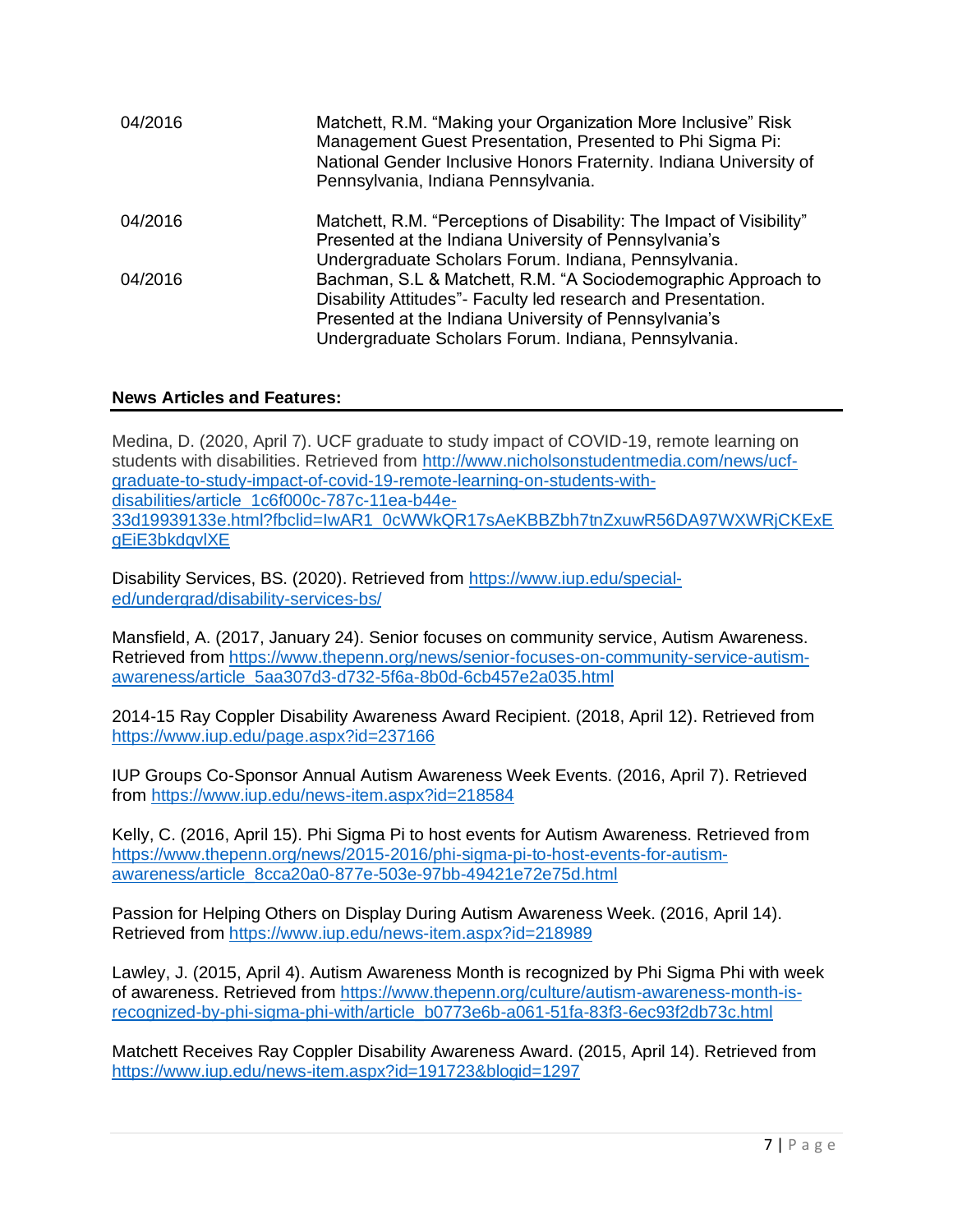| | |
|---|---|
| 04/2016 | Matchett, R.M. "Making your Organization More Inclusive" Risk Management Guest Presentation, Presented to Phi Sigma Pi: National Gender Inclusive Honors Fraternity. Indiana University of Pennsylvania, Indiana Pennsylvania. |
| 04/2016 | Matchett, R.M. "Perceptions of Disability: The Impact of Visibility" Presented at the Indiana University of Pennsylvania's Undergraduate Scholars Forum. Indiana, Pennsylvania. |
| 04/2016 | Bachman, S.L & Matchett, R.M. "A Sociodemographic Approach to Disability Attitudes"- Faculty led research and Presentation. Presented at the Indiana University of Pennsylvania's Undergraduate Scholars Forum. Indiana, Pennsylvania. |

## News Articles and Features:

Medina, D. (2020, April 7). UCF graduate to study impact of COVID-19, remote learning on students with disabilities. Retrieved from http://www.nicholsonstudentmedia.com/news/ucf-graduate-to-study-impact-of-covid-19-remote-learning-on-students-with-disabilities/article_1c6f000c-787c-11ea-b44e-33d19939133e.html?fbclid=IwAR1_0cWWkQR17sAeKBBZbh7tnZxuwR56DA97WXWRjCKExEgEiE3bkdqvlXE

Disability Services, BS. (2020). Retrieved from https://www.iup.edu/special-ed/undergrad/disability-services-bs/

Mansfield, A. (2017, January 24). Senior focuses on community service, Autism Awareness. Retrieved from https://www.thepenn.org/news/senior-focuses-on-community-service-autism-awareness/article_5aa307d3-d732-5f6a-8b0d-6cb457e2a035.html

2014-15 Ray Coppler Disability Awareness Award Recipient. (2018, April 12). Retrieved from https://www.iup.edu/page.aspx?id=237166

IUP Groups Co-Sponsor Annual Autism Awareness Week Events. (2016, April 7). Retrieved from https://www.iup.edu/news-item.aspx?id=218584

Kelly, C. (2016, April 15). Phi Sigma Pi to host events for Autism Awareness. Retrieved from https://www.thepenn.org/news/2015-2016/phi-sigma-pi-to-host-events-for-autism-awareness/article_8cca20a0-877e-503e-97bb-49421e72e75d.html

Passion for Helping Others on Display During Autism Awareness Week. (2016, April 14). Retrieved from https://www.iup.edu/news-item.aspx?id=218989

Lawley, J. (2015, April 4). Autism Awareness Month is recognized by Phi Sigma Phi with week of awareness. Retrieved from https://www.thepenn.org/culture/autism-awareness-month-is-recognized-by-phi-sigma-phi-with/article_b0773e6b-a061-51fa-83f3-6ec93f2db73c.html

Matchett Receives Ray Coppler Disability Awareness Award. (2015, April 14). Retrieved from https://www.iup.edu/news-item.aspx?id=191723&blogid=1297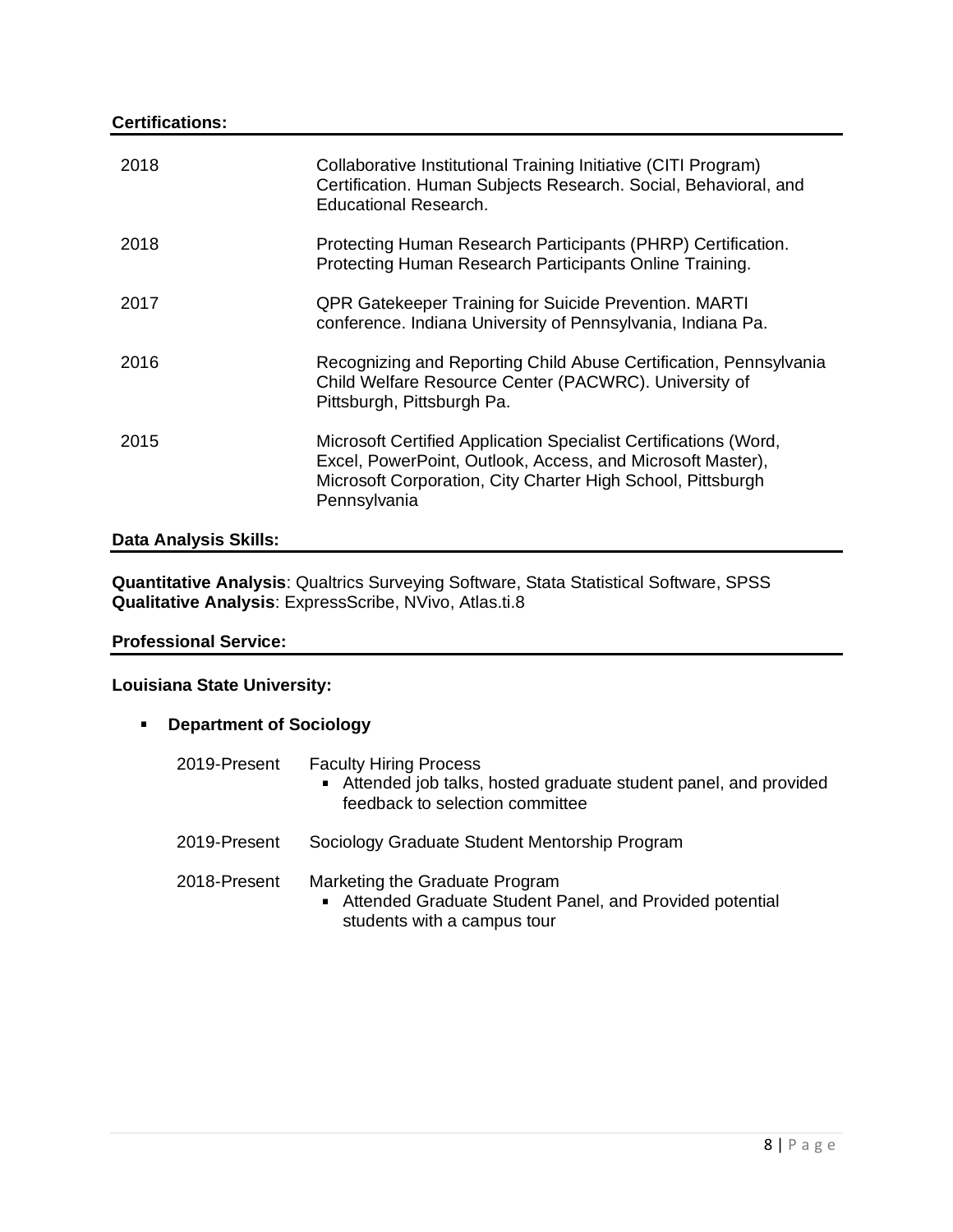**Certifications:**

| | |
|---|---|
| 2018 | Collaborative Institutional Training Initiative (CITI Program) Certification. Human Subjects Research. Social, Behavioral, and Educational Research. |
| 2018 | Protecting Human Research Participants (PHRP) Certification. Protecting Human Research Participants Online Training. |
| 2017 | QPR Gatekeeper Training for Suicide Prevention. MARTI conference. Indiana University of Pennsylvania, Indiana Pa. |
| 2016 | Recognizing and Reporting Child Abuse Certification, Pennsylvania Child Welfare Resource Center (PACWRC). University of Pittsburgh, Pittsburgh Pa. |
| 2015 | Microsoft Certified Application Specialist Certifications (Word, Excel, PowerPoint, Outlook, Access, and Microsoft Master), Microsoft Corporation, City Charter High School, Pittsburgh Pennsylvania |

**Data Analysis Skills:**

**Quantitative Analysis**: Qualtrics Surveying Software, Stata Statistical Software, SPSS
**Qualitative Analysis**: ExpressScribe, NVivo, Atlas.ti.8

**Professional Service:**

**Louisiana State University:**

- **Department of Sociology**

  2019-Present — Faculty Hiring Process
  - Attended job talks, hosted graduate student panel, and provided feedback to selection committee

  2019-Present — Sociology Graduate Student Mentorship Program

  2018-Present — Marketing the Graduate Program
  - Attended Graduate Student Panel, and Provided potential students with a campus tour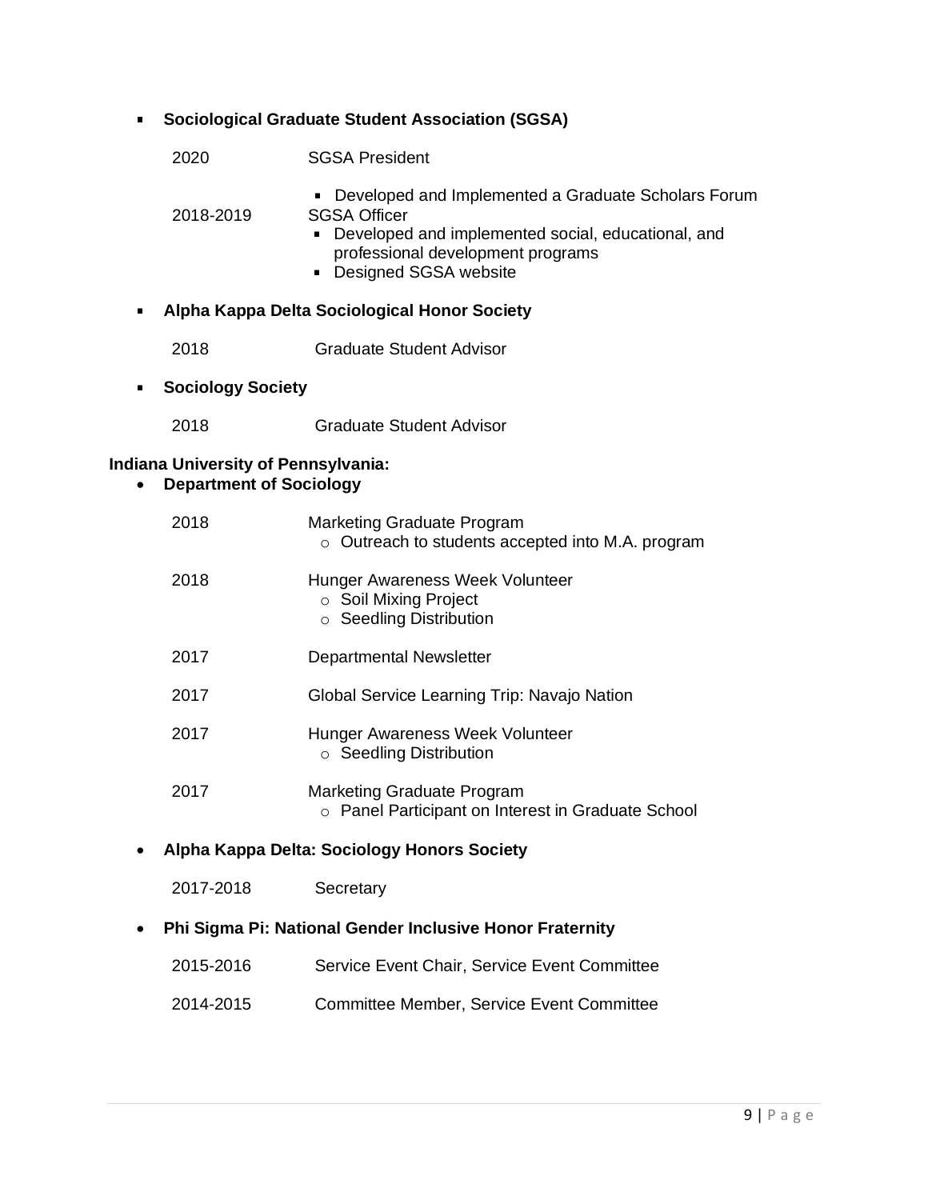- **Sociological Graduate Student Association (SGSA)**

  2020 SGSA President
  - Developed and Implemented a Graduate Scholars Forum

  2018-2019 SGSA Officer
  - Developed and implemented social, educational, and professional development programs
  - Designed SGSA website

- **Alpha Kappa Delta Sociological Honor Society**

  2018 Graduate Student Advisor

- **Sociology Society**

  2018 Graduate Student Advisor

**Indiana University of Pennsylvania:**

- **Department of Sociology**

  2018 Marketing Graduate Program
  - Outreach to students accepted into M.A. program

  2018 Hunger Awareness Week Volunteer
  - Soil Mixing Project
  - Seedling Distribution

  2017 Departmental Newsletter

  2017 Global Service Learning Trip: Navajo Nation

  2017 Hunger Awareness Week Volunteer
  - Seedling Distribution

  2017 Marketing Graduate Program
  - Panel Participant on Interest in Graduate School

- **Alpha Kappa Delta: Sociology Honors Society**

  2017-2018 Secretary

- **Phi Sigma Pi: National Gender Inclusive Honor Fraternity**

  2015-2016 Service Event Chair, Service Event Committee

  2014-2015 Committee Member, Service Event Committee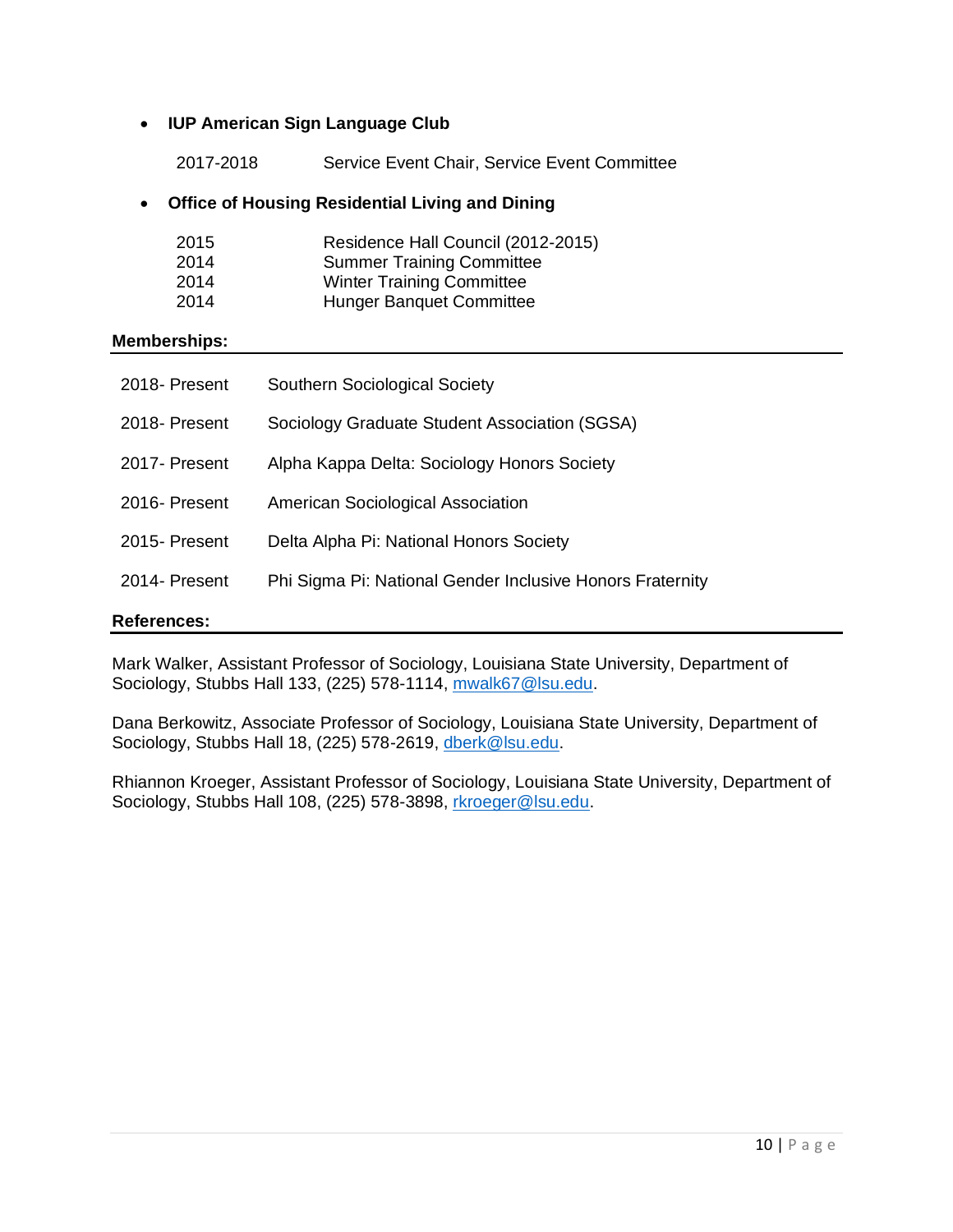- **IUP American Sign Language Club**

| | |
|---|---|
| 2017-2018 | Service Event Chair, Service Event Committee |

- **Office of Housing Residential Living and Dining**

| | |
|---|---|
| 2015 | Residence Hall Council (2012-2015) |
| 2014 | Summer Training Committee |
| 2014 | Winter Training Committee |
| 2014 | Hunger Banquet Committee |

## Memberships:

| | |
|---|---|
| 2018- Present | Southern Sociological Society |
| 2018- Present | Sociology Graduate Student Association (SGSA) |
| 2017- Present | Alpha Kappa Delta: Sociology Honors Society |
| 2016- Present | American Sociological Association |
| 2015- Present | Delta Alpha Pi: National Honors Society |
| 2014- Present | Phi Sigma Pi: National Gender Inclusive Honors Fraternity |

## References:

Mark Walker, Assistant Professor of Sociology, Louisiana State University, Department of Sociology, Stubbs Hall 133, (225) 578-1114, mwalk67@lsu.edu.

Dana Berkowitz, Associate Professor of Sociology, Louisiana State University, Department of Sociology, Stubbs Hall 18, (225) 578-2619, dberk@lsu.edu.

Rhiannon Kroeger, Assistant Professor of Sociology, Louisiana State University, Department of Sociology, Stubbs Hall 108, (225) 578-3898, rkroeger@lsu.edu.